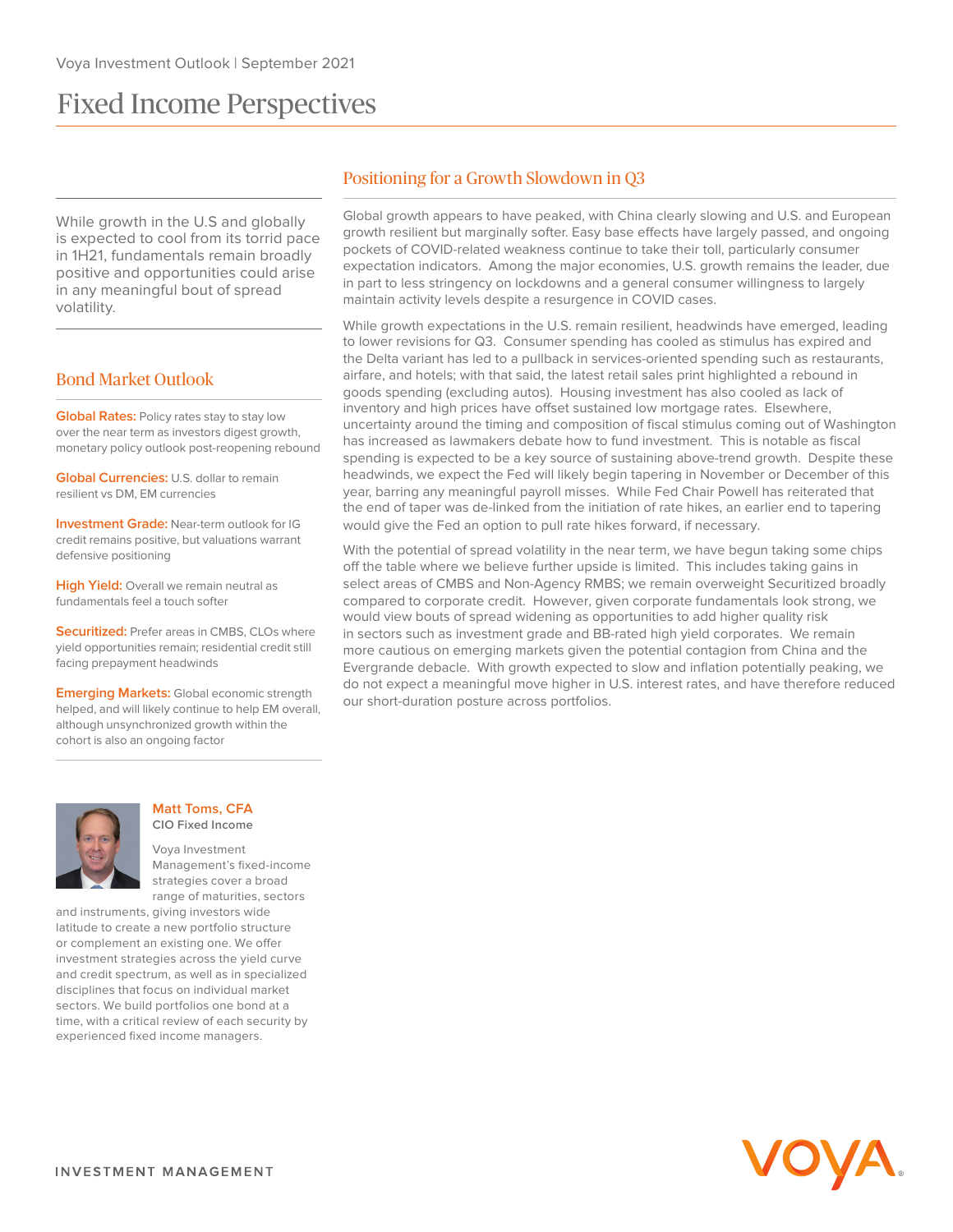Voya Investment Outlook | September 2021

# Fixed Income Perspectives

While growth in the U.S and globally is expected to cool from its torrid pace in 1H21, fundamentals remain broadly positive and opportunities could arise in any meaningful bout of spread volatility.

## Bond Market Outlook

**Global Rates:** Policy rates stay to stay low over the near term as investors digest growth, monetary policy outlook post-reopening rebound

**Global Currencies:** U.S. dollar to remain resilient vs DM, EM currencies

**Investment Grade:** Near-term outlook for IG credit remains positive, but valuations warrant defensive positioning

**High Yield:** Overall we remain neutral as fundamentals feel a touch softer

**Securitized:** Prefer areas in CMBS, CLOs where yield opportunities remain; residential credit still facing prepayment headwinds

**Emerging Markets:** Global economic strength helped, and will likely continue to help EM overall, although unsynchronized growth within the cohort is also an ongoing factor

**Matt Toms, CFA**
**CIO Fixed Income**

Voya Investment Management's fixed-income strategies cover a broad range of maturities, sectors and instruments, giving investors wide latitude to create a new portfolio structure or complement an existing one. We offer investment strategies across the yield curve and credit spectrum, as well as in specialized disciplines that focus on individual market sectors. We build portfolios one bond at a time, with a critical review of each security by experienced fixed income managers.

## Positioning for a Growth Slowdown in Q3

Global growth appears to have peaked, with China clearly slowing and U.S. and European growth resilient but marginally softer. Easy base effects have largely passed, and ongoing pockets of COVID-related weakness continue to take their toll, particularly consumer expectation indicators. Among the major economies, U.S. growth remains the leader, due in part to less stringency on lockdowns and a general consumer willingness to largely maintain activity levels despite a resurgence in COVID cases.

While growth expectations in the U.S. remain resilient, headwinds have emerged, leading to lower revisions for Q3. Consumer spending has cooled as stimulus has expired and the Delta variant has led to a pullback in services-oriented spending such as restaurants, airfare, and hotels; with that said, the latest retail sales print highlighted a rebound in goods spending (excluding autos). Housing investment has also cooled as lack of inventory and high prices have offset sustained low mortgage rates. Elsewhere, uncertainty around the timing and composition of fiscal stimulus coming out of Washington has increased as lawmakers debate how to fund investment. This is notable as fiscal spending is expected to be a key source of sustaining above-trend growth. Despite these headwinds, we expect the Fed will likely begin tapering in November or December of this year, barring any meaningful payroll misses. While Fed Chair Powell has reiterated that the end of taper was de-linked from the initiation of rate hikes, an earlier end to tapering would give the Fed an option to pull rate hikes forward, if necessary.

With the potential of spread volatility in the near term, we have begun taking some chips off the table where we believe further upside is limited. This includes taking gains in select areas of CMBS and Non-Agency RMBS; we remain overweight Securitized broadly compared to corporate credit. However, given corporate fundamentals look strong, we would view bouts of spread widening as opportunities to add higher quality risk in sectors such as investment grade and BB-rated high yield corporates. We remain more cautious on emerging markets given the potential contagion from China and the Evergrande debacle. With growth expected to slow and inflation potentially peaking, we do not expect a meaningful move higher in U.S. interest rates, and have therefore reduced our short-duration posture across portfolios.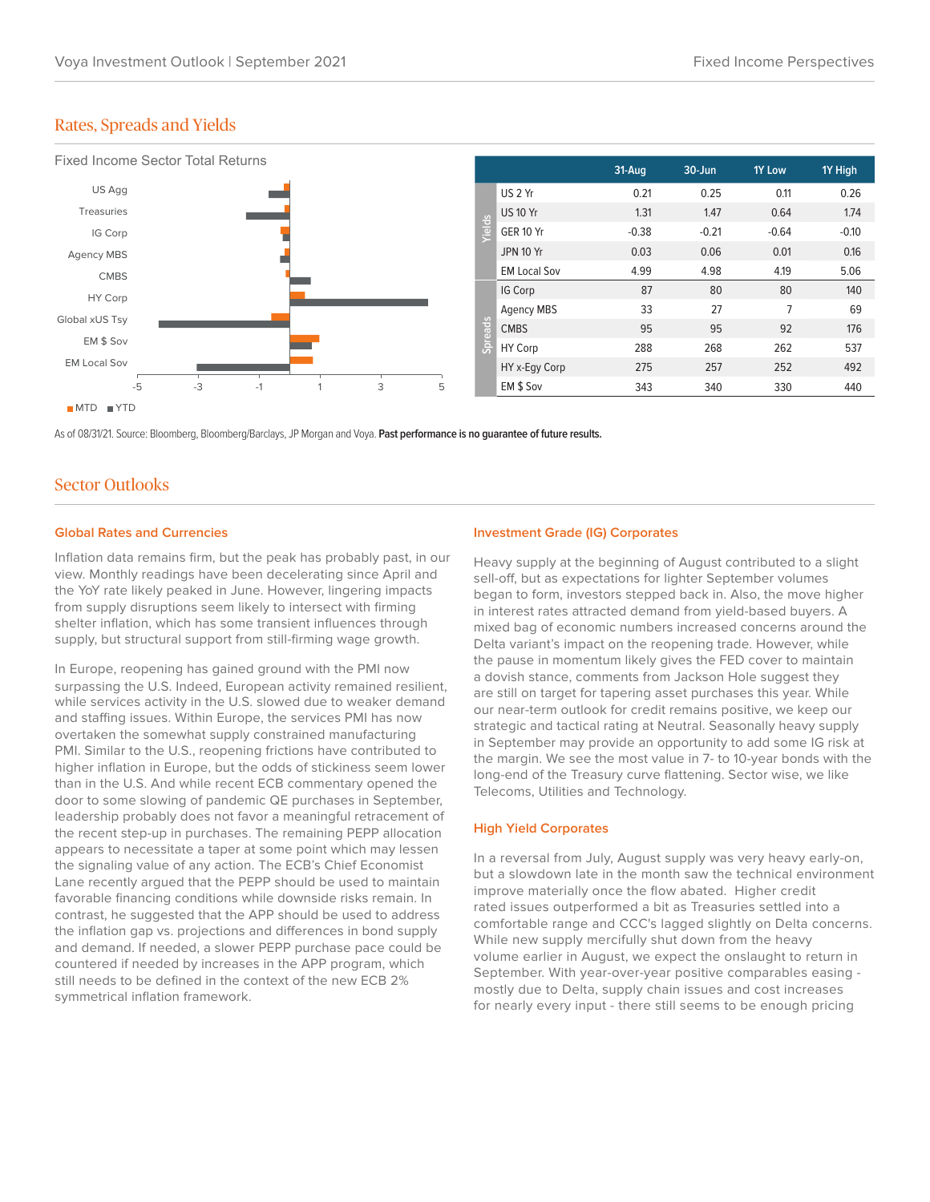## Rates, Spreads and Yields

Fixed Income Sector Total Returns

US Agg
Treasuries
IG Corp
Agency MBS
CMBS
HY Corp
Global xUS Tsy
EM $ Sov
EM Local Sov

-5 -3 -1 1 3 5

■MTD ■YTD

| | | 31-Aug | 30-Jun | 1Y Low | 1Y High |
|---|---|---|---|---|---|
| Yields | US 2 Yr | 0.21 | 0.25 | 0.11 | 0.26 |
| | US 10 Yr | 1.31 | 1.47 | 0.64 | 1.74 |
| | GER 10 Yr | -0.38 | -0.21 | -0.64 | -0.10 |
| | JPN 10 Yr | 0.03 | 0.06 | 0.01 | 0.16 |
| | EM Local Sov | 4.99 | 4.98 | 4.19 | 5.06 |
| Spreads | IG Corp | 87 | 80 | 80 | 140 |
| | Agency MBS | 33 | 27 | 7 | 69 |
| | CMBS | 95 | 95 | 92 | 176 |
| | HY Corp | 288 | 268 | 262 | 537 |
| | HY x-Egy Corp | 275 | 257 | 252 | 492 |
| | EM $ Sov | 343 | 340 | 330 | 440 |

As of 08/31/21. Source: Bloomberg, Bloomberg/Barclays, JP Morgan and Voya. **Past performance is no guarantee of future results.**

## Sector Outlooks

### Global Rates and Currencies

Inflation data remains firm, but the peak has probably past, in our view. Monthly readings have been decelerating since April and the YoY rate likely peaked in June. However, lingering impacts from supply disruptions seem likely to intersect with firming shelter inflation, which has some transient influences through supply, but structural support from still-firming wage growth.

In Europe, reopening has gained ground with the PMI now surpassing the U.S. Indeed, European activity remained resilient, while services activity in the U.S. slowed due to weaker demand and staffing issues. Within Europe, the services PMI has now overtaken the somewhat supply constrained manufacturing PMI. Similar to the U.S., reopening frictions have contributed to higher inflation in Europe, but the odds of stickiness seem lower than in the U.S. And while recent ECB commentary opened the door to some slowing of pandemic QE purchases in September, leadership probably does not favor a meaningful retracement of the recent step-up in purchases. The remaining PEPP allocation appears to necessitate a taper at some point which may lessen the signaling value of any action. The ECB's Chief Economist Lane recently argued that the PEPP should be used to maintain favorable financing conditions while downside risks remain. In contrast, he suggested that the APP should be used to address the inflation gap vs. projections and differences in bond supply and demand. If needed, a slower PEPP purchase pace could be countered if needed by increases in the APP program, which still needs to be defined in the context of the new ECB 2% symmetrical inflation framework.

### Investment Grade (IG) Corporates

Heavy supply at the beginning of August contributed to a slight sell-off, but as expectations for lighter September volumes began to form, investors stepped back in. Also, the move higher in interest rates attracted demand from yield-based buyers. A mixed bag of economic numbers increased concerns around the Delta variant's impact on the reopening trade. However, while the pause in momentum likely gives the FED cover to maintain a dovish stance, comments from Jackson Hole suggest they are still on target for tapering asset purchases this year. While our near-term outlook for credit remains positive, we keep our strategic and tactical rating at Neutral. Seasonally heavy supply in September may provide an opportunity to add some IG risk at the margin. We see the most value in 7- to 10-year bonds with the long-end of the Treasury curve flattening. Sector wise, we like Telecoms, Utilities and Technology.

### High Yield Corporates

In a reversal from July, August supply was very heavy early-on, but a slowdown late in the month saw the technical environment improve materially once the flow abated. Higher credit rated issues outperformed a bit as Treasuries settled into a comfortable range and CCC's lagged slightly on Delta concerns. While new supply mercifully shut down from the heavy volume earlier in August, we expect the onslaught to return in September. With year-over-year positive comparables easing - mostly due to Delta, supply chain issues and cost increases for nearly every input - there still seems to be enough pricing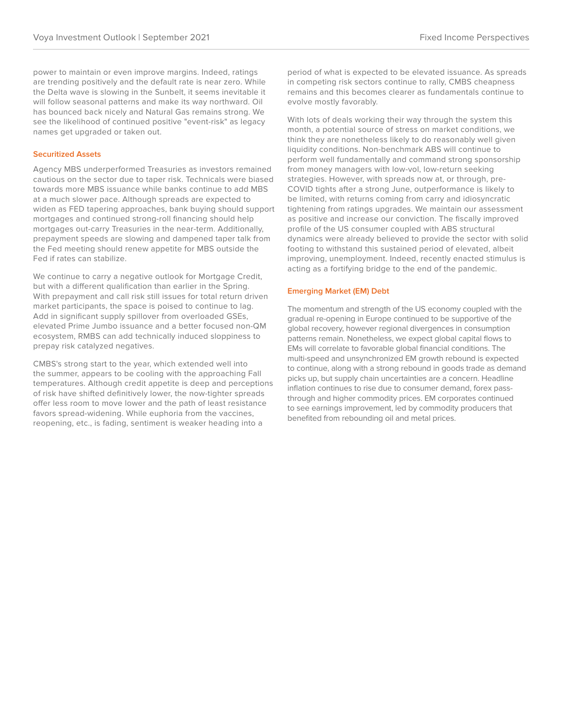power to maintain or even improve margins. Indeed, ratings are trending positively and the default rate is near zero. While the Delta wave is slowing in the Sunbelt, it seems inevitable it will follow seasonal patterns and make its way northward. Oil has bounced back nicely and Natural Gas remains strong. We see the likelihood of continued positive "event-risk" as legacy names get upgraded or taken out.

### Securitized Assets

Agency MBS underperformed Treasuries as investors remained cautious on the sector due to taper risk. Technicals were biased towards more MBS issuance while banks continue to add MBS at a much slower pace. Although spreads are expected to widen as FED tapering approaches, bank buying should support mortgages and continued strong-roll financing should help mortgages out-carry Treasuries in the near-term. Additionally, prepayment speeds are slowing and dampened taper talk from the Fed meeting should renew appetite for MBS outside the Fed if rates can stabilize.

We continue to carry a negative outlook for Mortgage Credit, but with a different qualification than earlier in the Spring. With prepayment and call risk still issues for total return driven market participants, the space is poised to continue to lag. Add in significant supply spillover from overloaded GSEs, elevated Prime Jumbo issuance and a better focused non-QM ecosystem, RMBS can add technically induced sloppiness to prepay risk catalyzed negatives.

CMBS's strong start to the year, which extended well into the summer, appears to be cooling with the approaching Fall temperatures. Although credit appetite is deep and perceptions of risk have shifted definitively lower, the now-tighter spreads offer less room to move lower and the path of least resistance favors spread-widening. While euphoria from the vaccines, reopening, etc., is fading, sentiment is weaker heading into a period of what is expected to be elevated issuance. As spreads in competing risk sectors continue to rally, CMBS cheapness remains and this becomes clearer as fundamentals continue to evolve mostly favorably.

With lots of deals working their way through the system this month, a potential source of stress on market conditions, we think they are nonetheless likely to do reasonably well given liquidity conditions. Non-benchmark ABS will continue to perform well fundamentally and command strong sponsorship from money managers with low-vol, low-return seeking strategies. However, with spreads now at, or through, pre-COVID tights after a strong June, outperformance is likely to be limited, with returns coming from carry and idiosyncratic tightening from ratings upgrades. We maintain our assessment as positive and increase our conviction. The fiscally improved profile of the US consumer coupled with ABS structural dynamics were already believed to provide the sector with solid footing to withstand this sustained period of elevated, albeit improving, unemployment. Indeed, recently enacted stimulus is acting as a fortifying bridge to the end of the pandemic.

### Emerging Market (EM) Debt

The momentum and strength of the US economy coupled with the gradual re-opening in Europe continued to be supportive of the global recovery, however regional divergences in consumption patterns remain. Nonetheless, we expect global capital flows to EMs will correlate to favorable global financial conditions. The multi-speed and unsynchronized EM growth rebound is expected to continue, along with a strong rebound in goods trade as demand picks up, but supply chain uncertainties are a concern. Headline inflation continues to rise due to consumer demand, forex pass-through and higher commodity prices. EM corporates continued to see earnings improvement, led by commodity producers that benefited from rebounding oil and metal prices.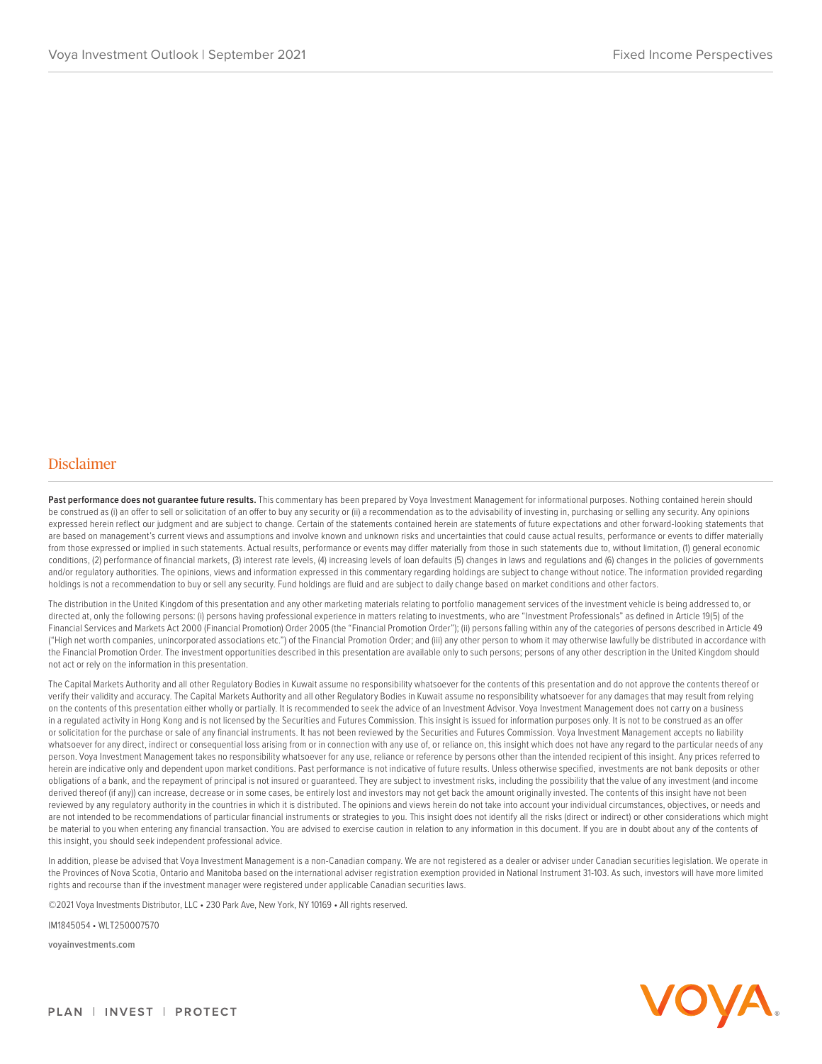## Disclaimer

**Past performance does not guarantee future results.** This commentary has been prepared by Voya Investment Management for informational purposes. Nothing contained herein should be construed as (i) an offer to sell or solicitation of an offer to buy any security or (ii) a recommendation as to the advisability of investing in, purchasing or selling any security. Any opinions expressed herein reflect our judgment and are subject to change. Certain of the statements contained herein are statements of future expectations and other forward-looking statements that are based on management's current views and assumptions and involve known and unknown risks and uncertainties that could cause actual results, performance or events to differ materially from those expressed or implied in such statements. Actual results, performance or events may differ materially from those in such statements due to, without limitation, (1) general economic conditions, (2) performance of financial markets, (3) interest rate levels, (4) increasing levels of loan defaults (5) changes in laws and regulations and (6) changes in the policies of governments and/or regulatory authorities. The opinions, views and information expressed in this commentary regarding holdings are subject to change without notice. The information provided regarding holdings is not a recommendation to buy or sell any security. Fund holdings are fluid and are subject to daily change based on market conditions and other factors.

The distribution in the United Kingdom of this presentation and any other marketing materials relating to portfolio management services of the investment vehicle is being addressed to, or directed at, only the following persons: (i) persons having professional experience in matters relating to investments, who are "Investment Professionals" as defined in Article 19(5) of the Financial Services and Markets Act 2000 (Financial Promotion) Order 2005 (the "Financial Promotion Order"); (ii) persons falling within any of the categories of persons described in Article 49 ("High net worth companies, unincorporated associations etc.") of the Financial Promotion Order; and (iii) any other person to whom it may otherwise lawfully be distributed in accordance with the Financial Promotion Order. The investment opportunities described in this presentation are available only to such persons; persons of any other description in the United Kingdom should not act or rely on the information in this presentation.

The Capital Markets Authority and all other Regulatory Bodies in Kuwait assume no responsibility whatsoever for the contents of this presentation and do not approve the contents thereof or verify their validity and accuracy. The Capital Markets Authority and all other Regulatory Bodies in Kuwait assume no responsibility whatsoever for any damages that may result from relying on the contents of this presentation either wholly or partially. It is recommended to seek the advice of an Investment Advisor. Voya Investment Management does not carry on a business in a regulated activity in Hong Kong and is not licensed by the Securities and Futures Commission. This insight is issued for information purposes only. It is not to be construed as an offer or solicitation for the purchase or sale of any financial instruments. It has not been reviewed by the Securities and Futures Commission. Voya Investment Management accepts no liability whatsoever for any direct, indirect or consequential loss arising from or in connection with any use of, or reliance on, this insight which does not have any regard to the particular needs of any person. Voya Investment Management takes no responsibility whatsoever for any use, reliance or reference by persons other than the intended recipient of this insight. Any prices referred to herein are indicative only and dependent upon market conditions. Past performance is not indicative of future results. Unless otherwise specified, investments are not bank deposits or other obligations of a bank, and the repayment of principal is not insured or guaranteed. They are subject to investment risks, including the possibility that the value of any investment (and income derived thereof (if any)) can increase, decrease or in some cases, be entirely lost and investors may not get back the amount originally invested. The contents of this insight have not been reviewed by any regulatory authority in the countries in which it is distributed. The opinions and views herein do not take into account your individual circumstances, objectives, or needs and are not intended to be recommendations of particular financial instruments or strategies to you. This insight does not identify all the risks (direct or indirect) or other considerations which might be material to you when entering any financial transaction. You are advised to exercise caution in relation to any information in this document. If you are in doubt about any of the contents of this insight, you should seek independent professional advice.

In addition, please be advised that Voya Investment Management is a non-Canadian company. We are not registered as a dealer or adviser under Canadian securities legislation. We operate in the Provinces of Nova Scotia, Ontario and Manitoba based on the international adviser registration exemption provided in National Instrument 31-103. As such, investors will have more limited rights and recourse than if the investment manager were registered under applicable Canadian securities laws.

©2021 Voya Investments Distributor, LLC • 230 Park Ave, New York, NY 10169 • All rights reserved.

IM1845054 • WLT250007570

**voyainvestments.com**

PLAN | INVEST | PROTECT

VOYA.